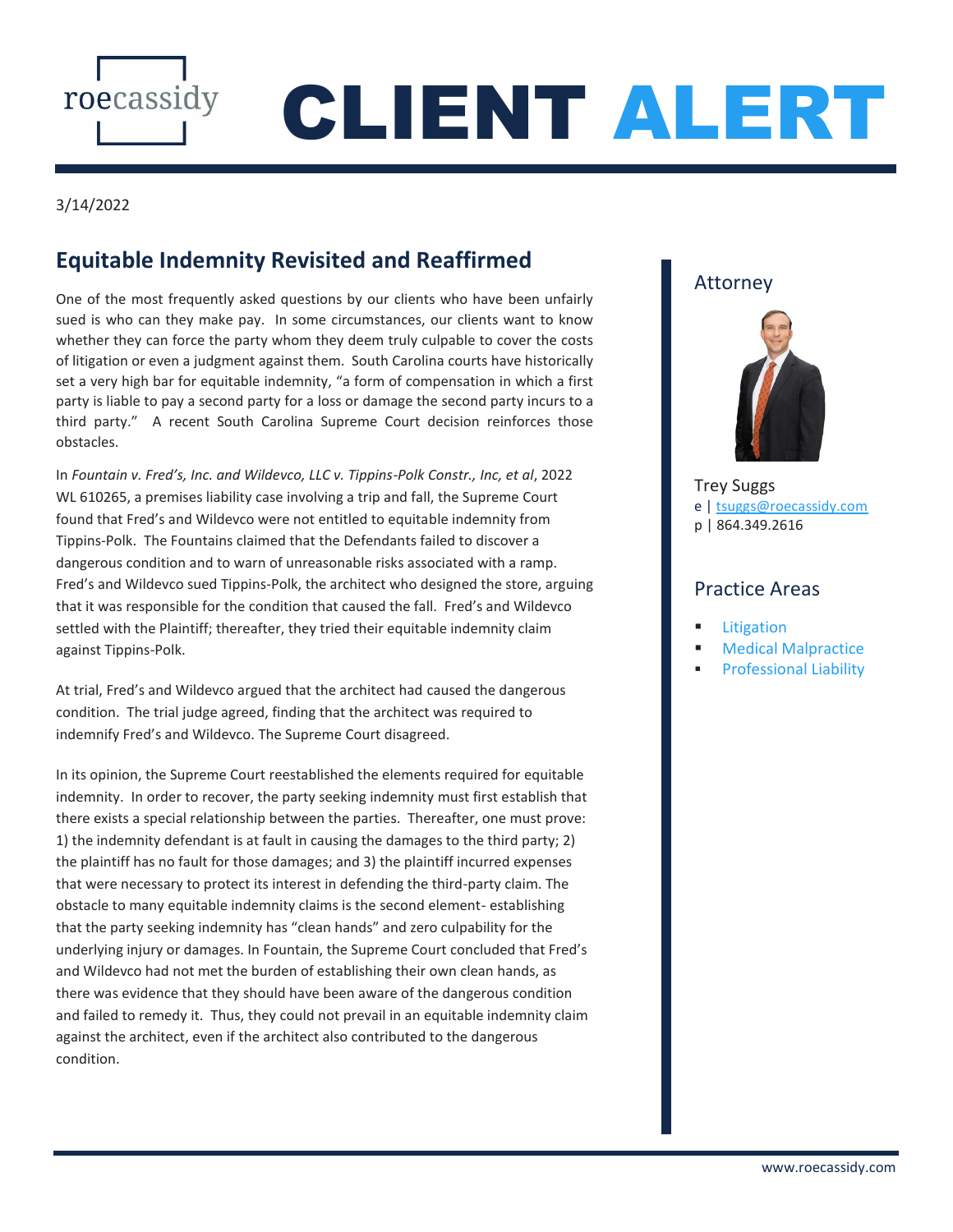# CLIENT ALERT

3/14/2022

## Equitable Indemnity Revisited and Reaffirmed

One of the most frequently asked questions by our clients who have been unfairly sued is who can they make pay. In some circumstances, our clients want to know whether they can force the party whom they deem truly culpable to cover the costs of litigation or even a judgment against them. South Carolina courts have historically set a very high bar for equitable indemnity, "a form of compensation in which a first party is liable to pay a second party for a loss or damage the second party incurs to a third party." A recent South Carolina Supreme Court decision reinforces those obstacles.

In *Fountain v. Fred's, Inc. and Wildevco, LLC v. Tippins-Polk Constr., Inc, et al*, 2022 WL 610265, a premises liability case involving a trip and fall, the Supreme Court found that Fred's and Wildevco were not entitled to equitable indemnity from Tippins-Polk. The Fountains claimed that the Defendants failed to discover a dangerous condition and to warn of unreasonable risks associated with a ramp. Fred's and Wildevco sued Tippins-Polk, the architect who designed the store, arguing that it was responsible for the condition that caused the fall. Fred's and Wildevco settled with the Plaintiff; thereafter, they tried their equitable indemnity claim against Tippins-Polk.

At trial, Fred's and Wildevco argued that the architect had caused the dangerous condition. The trial judge agreed, finding that the architect was required to indemnify Fred's and Wildevco. The Supreme Court disagreed.

In its opinion, the Supreme Court reestablished the elements required for equitable indemnity. In order to recover, the party seeking indemnity must first establish that there exists a special relationship between the parties. Thereafter, one must prove: 1) the indemnity defendant is at fault in causing the damages to the third party; 2) the plaintiff has no fault for those damages; and 3) the plaintiff incurred expenses that were necessary to protect its interest in defending the third-party claim. The obstacle to many equitable indemnity claims is the second element- establishing that the party seeking indemnity has "clean hands" and zero culpability for the underlying injury or damages. In Fountain, the Supreme Court concluded that Fred's and Wildevco had not met the burden of establishing their own clean hands, as there was evidence that they should have been aware of the dangerous condition and failed to remedy it. Thus, they could not prevail in an equitable indemnity claim against the architect, even if the architect also contributed to the dangerous condition.

### Attorney

Trey Suggs
e | tsuggs@roecassidy.com
p | 864.349.2616

### Practice Areas

- Litigation
- Medical Malpractice
- Professional Liability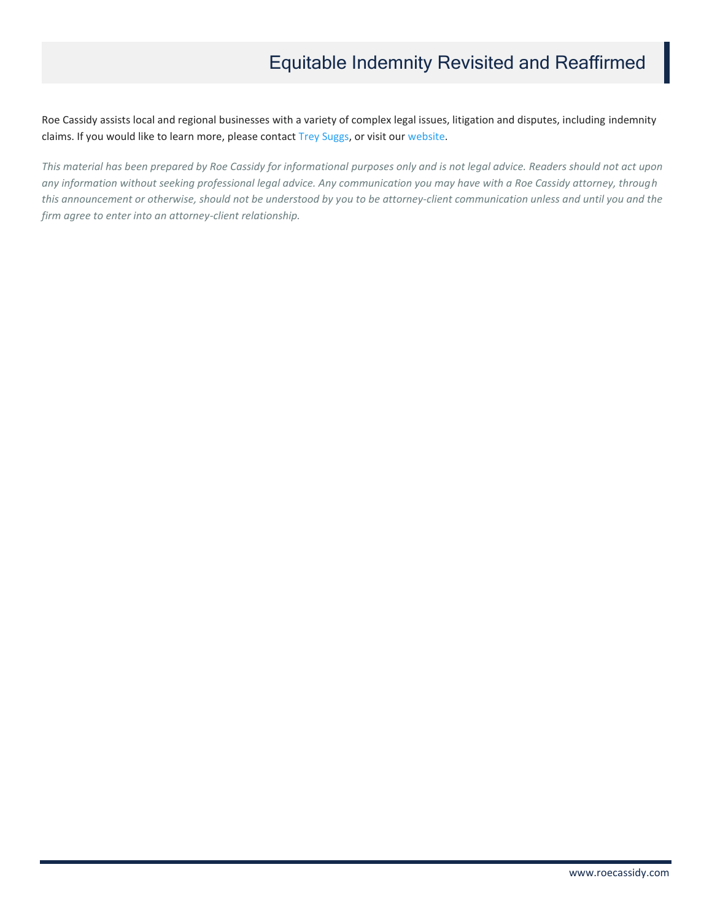Roe Cassidy assists local and regional businesses with a variety of complex legal issues, litigation and disputes, including indemnity claims. If you would like to learn more, please contact Trey Suggs, or visit our website.

*This material has been prepared by Roe Cassidy for informational purposes only and is not legal advice. Readers should not act upon any information without seeking professional legal advice. Any communication you may have with a Roe Cassidy attorney, through this announcement or otherwise, should not be understood by you to be attorney-client communication unless and until you and the firm agree to enter into an attorney-client relationship.*